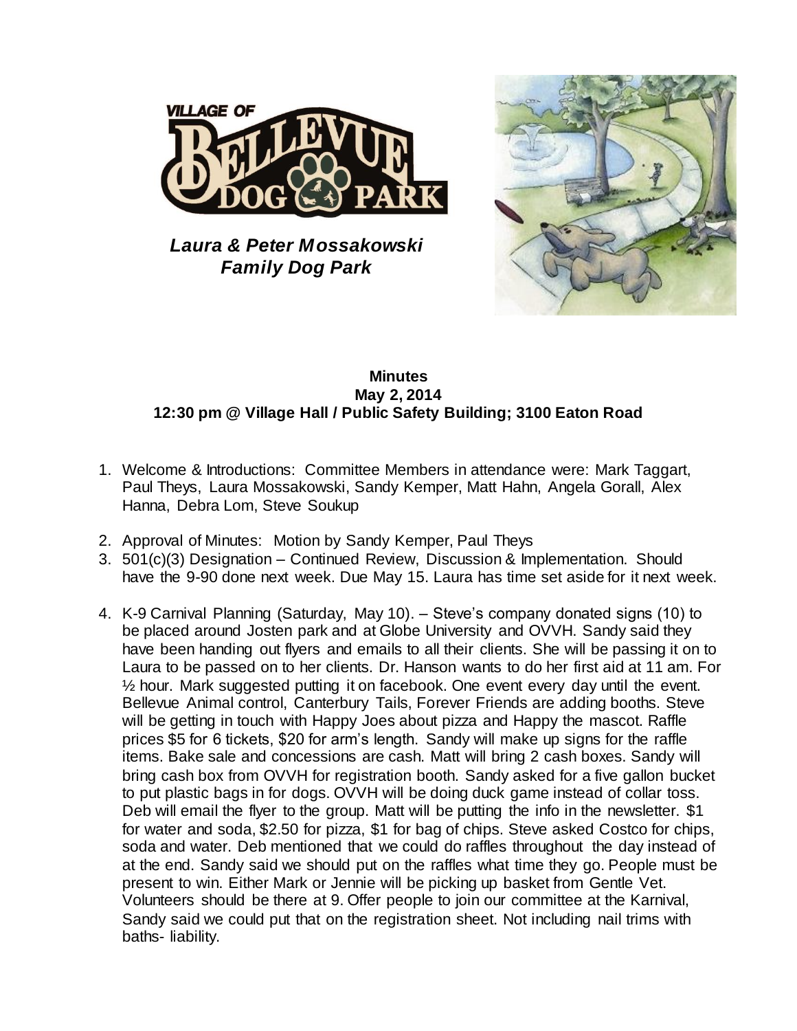**Laura & Peter Mossakowski**
**Family Dog Park**

**Minutes**
**May 2, 2014**
**12:30 pm @ Village Hall / Public Safety Building; 3100 Eaton Road**

1. Welcome & Introductions: Committee Members in attendance were: Mark Taggart, Paul Theys, Laura Mossakowski, Sandy Kemper, Matt Hahn, Angela Gorall, Alex Hanna, Debra Lom, Steve Soukup
2. Approval of Minutes: Motion by Sandy Kemper, Paul Theys
3. 501(c)(3) Designation – Continued Review, Discussion & Implementation. Should have the 9-90 done next week. Due May 15. Laura has time set aside for it next week.
4. K-9 Carnival Planning (Saturday, May 10). – Steve's company donated signs (10) to be placed around Josten park and at Globe University and OVVH. Sandy said they have been handing out flyers and emails to all their clients. She will be passing it on to Laura to be passed on to her clients. Dr. Hanson wants to do her first aid at 11 am. For ½ hour. Mark suggested putting it on facebook. One event every day until the event. Bellevue Animal control, Canterbury Tails, Forever Friends are adding booths. Steve will be getting in touch with Happy Joes about pizza and Happy the mascot. Raffle prices $5 for 6 tickets, $20 for arm's length. Sandy will make up signs for the raffle items. Bake sale and concessions are cash. Matt will bring 2 cash boxes. Sandy will bring cash box from OVVH for registration booth. Sandy asked for a five gallon bucket to put plastic bags in for dogs. OVVH will be doing duck game instead of collar toss. Deb will email the flyer to the group. Matt will be putting the info in the newsletter. $1 for water and soda, $2.50 for pizza, $1 for bag of chips. Steve asked Costco for chips, soda and water. Deb mentioned that we could do raffles throughout the day instead of at the end. Sandy said we should put on the raffles what time they go. People must be present to win. Either Mark or Jennie will be picking up basket from Gentle Vet. Volunteers should be there at 9. Offer people to join our committee at the Karnival, Sandy said we could put that on the registration sheet. Not including nail trims with baths- liability.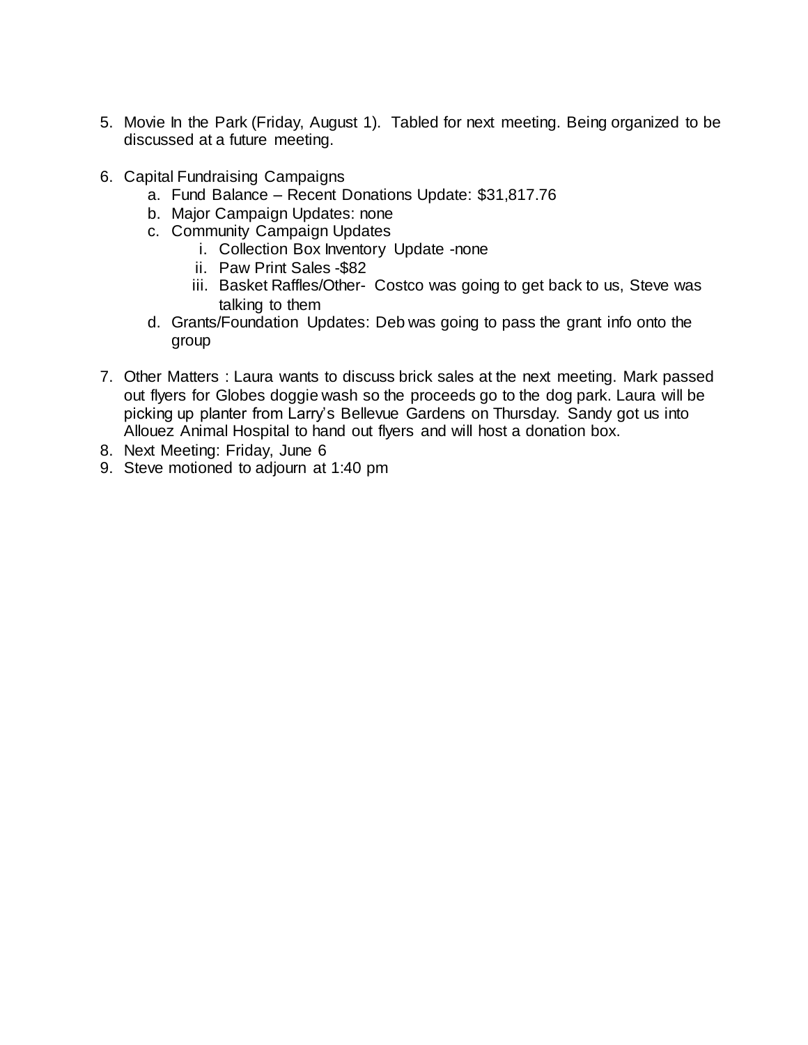5. Movie In the Park (Friday, August 1). Tabled for next meeting. Being organized to be discussed at a future meeting.

6. Capital Fundraising Campaigns
   a. Fund Balance – Recent Donations Update: $31,817.76
   b. Major Campaign Updates: none
   c. Community Campaign Updates
      i. Collection Box Inventory Update -none
      ii. Paw Print Sales -$82
      iii. Basket Raffles/Other- Costco was going to get back to us, Steve was talking to them
   d. Grants/Foundation Updates: Deb was going to pass the grant info onto the group

7. Other Matters : Laura wants to discuss brick sales at the next meeting. Mark passed out flyers for Globes doggie wash so the proceeds go to the dog park. Laura will be picking up planter from Larry's Bellevue Gardens on Thursday. Sandy got us into Allouez Animal Hospital to hand out flyers and will host a donation box.
8. Next Meeting: Friday, June 6
9. Steve motioned to adjourn at 1:40 pm